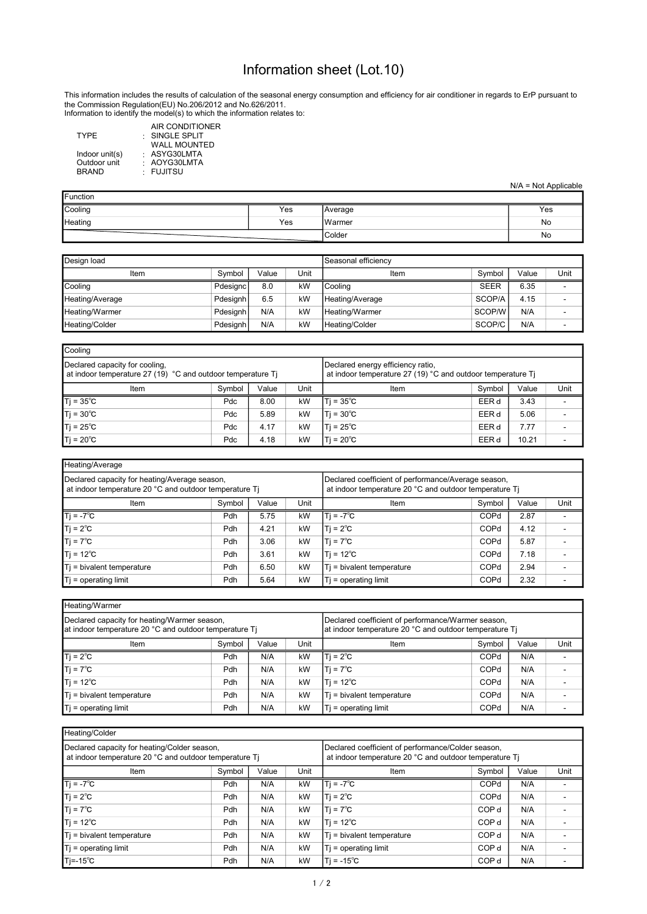# Information sheet (Lot.10)

This information includes the results of calculation of the seasonal energy consumption and efficiency for air conditioner in regards to ErP pursuant to the Commission Regulation(EU) No.206/2012 and No.626/2011.
Information to identify the model(s) to which the information relates to:

| | | |
|---|---|---|
| TYPE | : | AIR CONDITIONER<br>SINGLE SPLIT<br>WALL MOUNTED |
| Indoor unit(s) | : | ASYG30LMTA |
| Outdoor unit | : | AOYG30LMTA |
| BRAND | : | FUJITSU |

N/A = Not Applicable

| Function | | | |
|---|---|---|---|
| Cooling | Yes | Average | Yes |
| Heating | Yes | Warmer | No |
| | | Colder | No |

| Design load | | | | Seasonal efficiency | | | |
|---|---|---|---|---|---|---|---|
| Item | Symbol | Value | Unit | Item | Symbol | Value | Unit |
| Cooling | Pdesignc | 8.0 | kW | Cooling | SEER | 6.35 | - |
| Heating/Average | Pdesignh | 6.5 | kW | Heating/Average | SCOP/A | 4.15 | - |
| Heating/Warmer | Pdesignh | N/A | kW | Heating/Warmer | SCOP/W | N/A | - |
| Heating/Colder | Pdesignh | N/A | kW | Heating/Colder | SCOP/C | N/A | - |

| Cooling | | | | | | | |
|---|---|---|---|---|---|---|---|
| Declared capacity for cooling, at indoor temperature 27 (19) °C and outdoor temperature Tj | | | | Declared energy efficiency ratio, at indoor temperature 27 (19) °C and outdoor temperature Tj | | | |
| Item | Symbol | Value | Unit | Item | Symbol | Value | Unit |
| Tj = 35℃ | Pdc | 8.00 | kW | Tj = 35℃ | EER d | 3.43 | - |
| Tj = 30℃ | Pdc | 5.89 | kW | Tj = 30℃ | EER d | 5.06 | - |
| Tj = 25℃ | Pdc | 4.17 | kW | Tj = 25℃ | EER d | 7.77 | - |
| Tj = 20℃ | Pdc | 4.18 | kW | Tj = 20℃ | EER d | 10.21 | - |

| Heating/Average | | | | | | | |
|---|---|---|---|---|---|---|---|
| Declared capacity for heating/Average season, at indoor temperature 20 °C and outdoor temperature Tj | | | | Declared coefficient of performance/Average season, at indoor temperature 20 °C and outdoor temperature Tj | | | |
| Item | Symbol | Value | Unit | Item | Symbol | Value | Unit |
| Tj = -7℃ | Pdh | 5.75 | kW | Tj = -7℃ | COPd | 2.87 | - |
| Tj = 2℃ | Pdh | 4.21 | kW | Tj = 2℃ | COPd | 4.12 | - |
| Tj = 7℃ | Pdh | 3.06 | kW | Tj = 7℃ | COPd | 5.87 | - |
| Tj = 12℃ | Pdh | 3.61 | kW | Tj = 12℃ | COPd | 7.18 | - |
| Tj = bivalent temperature | Pdh | 6.50 | kW | Tj = bivalent temperature | COPd | 2.94 | - |
| Tj = operating limit | Pdh | 5.64 | kW | Tj = operating limit | COPd | 2.32 | - |

| Heating/Warmer | | | | | | | |
|---|---|---|---|---|---|---|---|
| Declared capacity for heating/Warmer season, at indoor temperature 20 °C and outdoor temperature Tj | | | | Declared coefficient of performance/Warmer season, at indoor temperature 20 °C and outdoor temperature Tj | | | |
| Item | Symbol | Value | Unit | Item | Symbol | Value | Unit |
| Tj = 2℃ | Pdh | N/A | kW | Tj = 2℃ | COPd | N/A | - |
| Tj = 7℃ | Pdh | N/A | kW | Tj = 7℃ | COPd | N/A | - |
| Tj = 12℃ | Pdh | N/A | kW | Tj = 12℃ | COPd | N/A | - |
| Tj = bivalent temperature | Pdh | N/A | kW | Tj = bivalent temperature | COPd | N/A | - |
| Tj = operating limit | Pdh | N/A | kW | Tj = operating limit | COPd | N/A | - |

| Heating/Colder | | | | | | | |
|---|---|---|---|---|---|---|---|
| Declared capacity for heating/Colder season, at indoor temperature 20 °C and outdoor temperature Tj | | | | Declared coefficient of performance/Colder season, at indoor temperature 20 °C and outdoor temperature Tj | | | |
| Item | Symbol | Value | Unit | Item | Symbol | Value | Unit |
| Tj = -7℃ | Pdh | N/A | kW | Tj = -7℃ | COPd | N/A | - |
| Tj = 2℃ | Pdh | N/A | kW | Tj = 2℃ | COPd | N/A | - |
| Tj = 7℃ | Pdh | N/A | kW | Tj = 7℃ | COP d | N/A | - |
| Tj = 12℃ | Pdh | N/A | kW | Tj = 12℃ | COP d | N/A | - |
| Tj = bivalent temperature | Pdh | N/A | kW | Tj = bivalent temperature | COP d | N/A | - |
| Tj = operating limit | Pdh | N/A | kW | Tj = operating limit | COP d | N/A | - |
| Tj=-15℃ | Pdh | N/A | kW | Tj = -15℃ | COP d | N/A | - |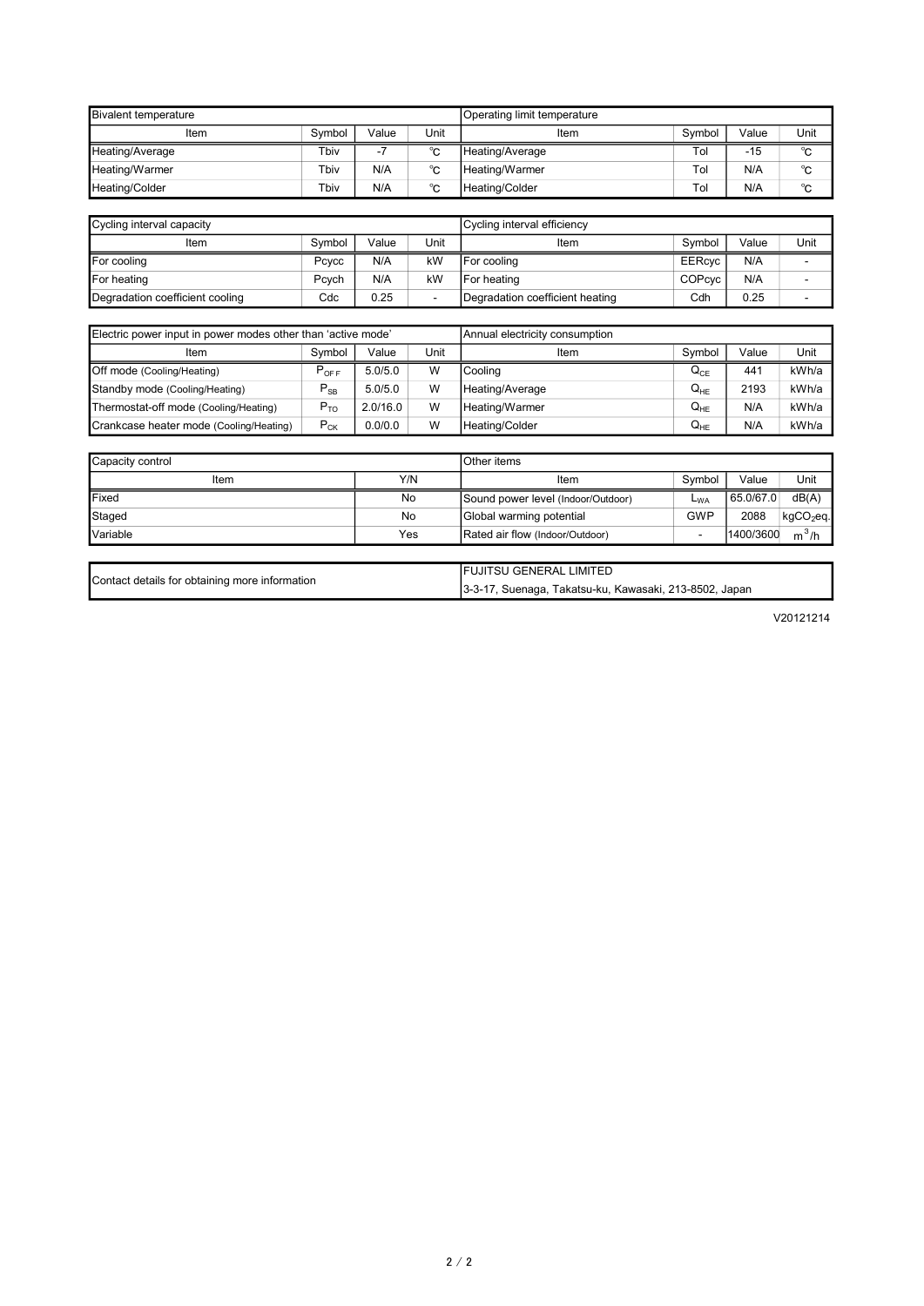| Bivalent temperature | | | | Operating limit temperature | | | |
|---|---|---|---|---|---|---|---|
| Item | Symbol | Value | Unit | Item | Symbol | Value | Unit |
| Heating/Average | Tbiv | -7 | ℃ | Heating/Average | Tol | -15 | ℃ |
| Heating/Warmer | Tbiv | N/A | ℃ | Heating/Warmer | Tol | N/A | ℃ |
| Heating/Colder | Tbiv | N/A | ℃ | Heating/Colder | Tol | N/A | ℃ |

| Cycling interval capacity | | | | Cycling interval efficiency | | | |
|---|---|---|---|---|---|---|---|
| Item | Symbol | Value | Unit | Item | Symbol | Value | Unit |
| For cooling | Pcycc | N/A | kW | For cooling | EERcyc | N/A | - |
| For heating | Pcych | N/A | kW | For heating | COPcyc | N/A | - |
| Degradation coefficient cooling | Cdc | 0.25 | - | Degradation coefficient heating | Cdh | 0.25 | - |

| Electric power input in power modes other than 'active mode' | | | | Annual electricity consumption | | | |
|---|---|---|---|---|---|---|---|
| Item | Symbol | Value | Unit | Item | Symbol | Value | Unit |
| Off mode (Cooling/Heating) | $P_{OFF}$ | 5.0/5.0 | W | Cooling | $Q_{CE}$ | 441 | kWh/a |
| Standby mode (Cooling/Heating) | $P_{SB}$ | 5.0/5.0 | W | Heating/Average | $Q_{HE}$ | 2193 | kWh/a |
| Thermostat-off mode (Cooling/Heating) | $P_{TO}$ | 2.0/16.0 | W | Heating/Warmer | $Q_{HE}$ | N/A | kWh/a |
| Crankcase heater mode (Cooling/Heating) | $P_{CK}$ | 0.0/0.0 | W | Heating/Colder | $Q_{HE}$ | N/A | kWh/a |

| Capacity control | | Other items | | | |
|---|---|---|---|---|---|
| Item | Y/N | Item | Symbol | Value | Unit |
| Fixed | No | Sound power level (Indoor/Outdoor) | $L_{WA}$ | 65.0/67.0 | dB(A) |
| Staged | No | Global warming potential | GWP | 2088 | $kgCO_2eq.$ |
| Variable | Yes | Rated air flow (Indoor/Outdoor) | - | 1400/3600 | $m^3/h$ |

| | |
|---|---|
| Contact details for obtaining more information | FUJITSU GENERAL LIMITED<br>3-3-17, Suenaga, Takatsu-ku, Kawasaki, 213-8502, Japan |

V20121214